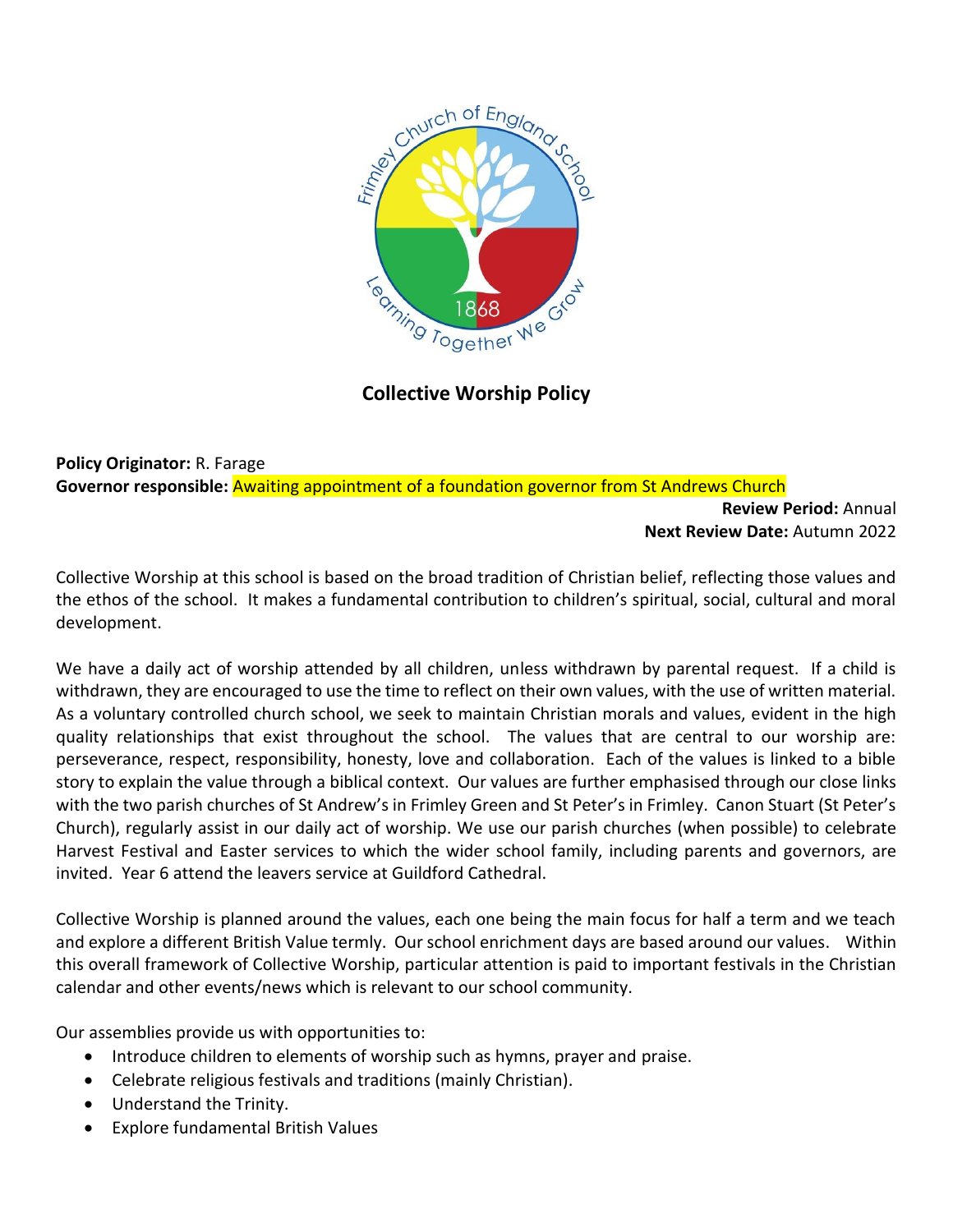# Collective Worship Policy

**Policy Originator:** R. Farage
**Governor responsible:** Awaiting appointment of a foundation governor from St Andrews Church

**Review Period:** Annual
**Next Review Date:** Autumn 2022

Collective Worship at this school is based on the broad tradition of Christian belief, reflecting those values and the ethos of the school. It makes a fundamental contribution to children's spiritual, social, cultural and moral development.

We have a daily act of worship attended by all children, unless withdrawn by parental request. If a child is withdrawn, they are encouraged to use the time to reflect on their own values, with the use of written material. As a voluntary controlled church school, we seek to maintain Christian morals and values, evident in the high quality relationships that exist throughout the school. The values that are central to our worship are: perseverance, respect, responsibility, honesty, love and collaboration. Each of the values is linked to a bible story to explain the value through a biblical context. Our values are further emphasised through our close links with the two parish churches of St Andrew's in Frimley Green and St Peter's in Frimley. Canon Stuart (St Peter's Church), regularly assist in our daily act of worship. We use our parish churches (when possible) to celebrate Harvest Festival and Easter services to which the wider school family, including parents and governors, are invited. Year 6 attend the leavers service at Guildford Cathedral.

Collective Worship is planned around the values, each one being the main focus for half a term and we teach and explore a different British Value termly. Our school enrichment days are based around our values. Within this overall framework of Collective Worship, particular attention is paid to important festivals in the Christian calendar and other events/news which is relevant to our school community.

Our assemblies provide us with opportunities to:

- Introduce children to elements of worship such as hymns, prayer and praise.
- Celebrate religious festivals and traditions (mainly Christian).
- Understand the Trinity.
- Explore fundamental British Values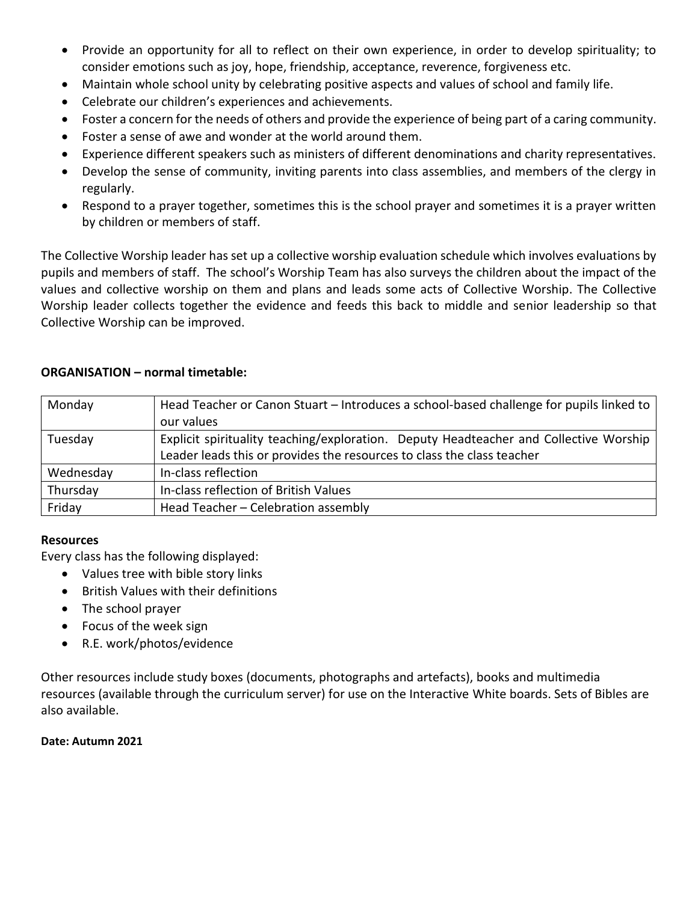- Provide an opportunity for all to reflect on their own experience, in order to develop spirituality; to consider emotions such as joy, hope, friendship, acceptance, reverence, forgiveness etc.
- Maintain whole school unity by celebrating positive aspects and values of school and family life.
- Celebrate our children's experiences and achievements.
- Foster a concern for the needs of others and provide the experience of being part of a caring community.
- Foster a sense of awe and wonder at the world around them.
- Experience different speakers such as ministers of different denominations and charity representatives.
- Develop the sense of community, inviting parents into class assemblies, and members of the clergy in regularly.
- Respond to a prayer together, sometimes this is the school prayer and sometimes it is a prayer written by children or members of staff.

The Collective Worship leader has set up a collective worship evaluation schedule which involves evaluations by pupils and members of staff. The school's Worship Team has also surveys the children about the impact of the values and collective worship on them and plans and leads some acts of Collective Worship. The Collective Worship leader collects together the evidence and feeds this back to middle and senior leadership so that Collective Worship can be improved.

**ORGANISATION – normal timetable:**

| | |
|---|---|
| Monday | Head Teacher or Canon Stuart – Introduces a school-based challenge for pupils linked to our values |
| Tuesday | Explicit spirituality teaching/exploration. Deputy Headteacher and Collective Worship Leader leads this or provides the resources to class the class teacher |
| Wednesday | In-class reflection |
| Thursday | In-class reflection of British Values |
| Friday | Head Teacher – Celebration assembly |

**Resources**

Every class has the following displayed:

- Values tree with bible story links
- British Values with their definitions
- The school prayer
- Focus of the week sign
- R.E. work/photos/evidence

Other resources include study boxes (documents, photographs and artefacts), books and multimedia resources (available through the curriculum server) for use on the Interactive White boards. Sets of Bibles are also available.

**Date: Autumn 2021**